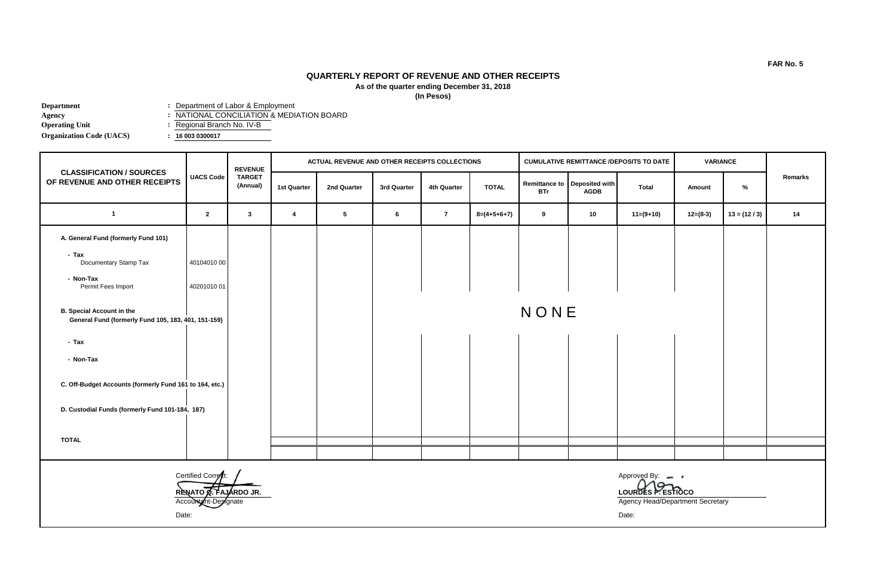FAR No. 5

# QUARTERLY REPORT OF REVENUE AND OTHER RECEIPTS

**As of the quarter ending December 31, 2018**

**(In Pesos)**

**Department** : Department of Labor & Employment
**Agency** : NATIONAL CONCILIATION & MEDIATION BOARD
**Operating Unit** : Regional Branch No. IV-B
**Organization Code (UACS)** : **16 003 0300017**

| CLASSIFICATION / SOURCES OF REVENUE AND OTHER RECEIPTS | UACS Code | REVENUE TARGET (Annual) | ACTUAL REVENUE AND OTHER RECEIPTS COLLECTIONS | | | | | CUMULATIVE REMITTANCE /DEPOSITS TO DATE | | | VARIANCE | | Remarks |
|---|---|---|---|---|---|---|---|---|---|---|---|---|---|
| | | | 1st Quarter | 2nd Quarter | 3rd Quarter | 4th Quarter | TOTAL | Remittance to BTr | Deposited with AGDB | Total | Amount | % | |
| 1 | 2 | 3 | 4 | 5 | 6 | 7 | 8=(4+5+6+7) | 9 | 10 | 11=(9+10) | 12=(8-3) | 13 = (12 / 3) | 14 |
| **A. General Fund (formerly Fund 101)** | | | | | | | | | | | | | |
| **- Tax** | | | | | | | | | | | | | |
| Documentary Stamp Tax | 40104010 00 | | | | | | | | | | | | |
| **- Non-Tax** | | | | | | | | | | | | | |
| Permit Fees Import | 40201010 01 | | | | | | | | | | | | |
| **B. Special Account in the General Fund (formerly Fund 105, 183, 401, 151-159)** | | | | | | | | NONE | | | | | |
| **- Tax** | | | | | | | | | | | | | |
| **- Non-Tax** | | | | | | | | | | | | | |
| **C. Off-Budget Accounts (formerly Fund 161 to 164, etc.)** | | | | | | | | | | | | | |
| **D. Custodial Funds (formerly Fund 101-184, 187)** | | | | | | | | | | | | | |
| **TOTAL** | | | | | | | | | | | | | |

Certified Correct:

**RENATO Q. FAJARDO JR.**
Accountant-Designate

Date:

Approved By:

**LOURDES P. ESTIOCO**
Agency Head/Department Secretary

Date: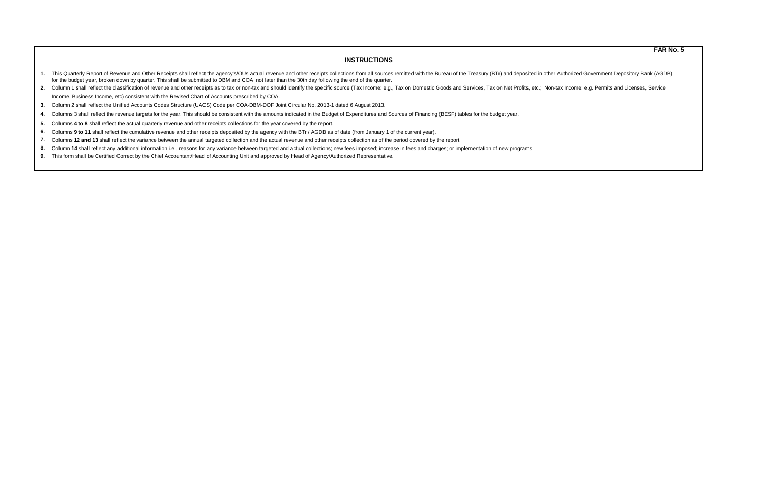**FAR No. 5**

## INSTRUCTIONS

1. This Quarterly Report of Revenue and Other Receipts shall reflect the agency's/OUs actual revenue and other receipts collections from all sources remitted with the Bureau of the Treasury (BTr) and deposited in other Authorized Government Depository Bank (AGDB), for the budget year, broken down by quarter. This shall be submitted to DBM and COA not later than the 30th day following the end of the quarter.
2. Column 1 shall reflect the classification of revenue and other receipts as to tax or non-tax and should identify the specific source (Tax Income: e.g., Tax on Domestic Goods and Services, Tax on Net Profits, etc.; Non-tax Income: e.g. Permits and Licenses, Service Income, Business Income, etc) consistent with the Revised Chart of Accounts prescribed by COA.
3. Column 2 shall reflect the Unified Accounts Codes Structure (UACS) Code per COA-DBM-DOF Joint Circular No. 2013-1 dated 6 August 2013.
4. Columns 3 shall reflect the revenue targets for the year. This should be consistent with the amounts indicated in the Budget of Expenditures and Sources of Financing (BESF) tables for the budget year.
5. Columns **4 to 8** shall reflect the actual quarterly revenue and other receipts collections for the year covered by the report.
6. Columns **9 to 11** shall reflect the cumulative revenue and other receipts deposited by the agency with the BTr / AGDB as of date (from January 1 of the current year).
7. Columns **12 and 13** shall reflect the variance between the annual targeted collection and the actual revenue and other receipts collection as of the period covered by the report.
8. Column **14** shall reflect any additional information i.e., reasons for any variance between targeted and actual collections; new fees imposed; increase in fees and charges; or implementation of new programs.
9. This form shall be Certified Correct by the Chief Accountant/Head of Accounting Unit and approved by Head of Agency/Authorized Representative.